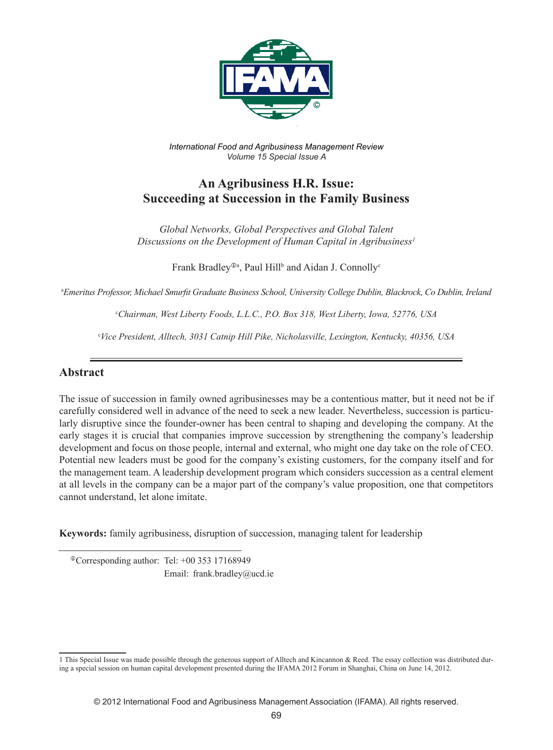*International Food and Agribusiness Management Review*
*Volume 15 Special Issue A*

# An Agribusiness H.R. Issue: Succeeding at Succession in the Family Business

*Global Networks, Global Perspectives and Global Talent*
*Discussions on the Development of Human Capital in Agribusiness*[1]

Frank Bradley[ⓐ][a], Paul Hill[b] and Aidan J. Connolly[c]

[a]*Emeritus Professor, Michael Smurfit Graduate Business School, University College Dublin, Blackrock, Co Dublin, Ireland*

[c]*Chairman, West Liberty Foods, L.L.C., P.O. Box 318, West Liberty, Iowa, 52776, USA*

[c]*Vice President, Alltech, 3031 Catnip Hill Pike, Nicholasville, Lexington, Kentucky, 40356, USA*

## Abstract

The issue of succession in family owned agribusinesses may be a contentious matter, but it need not be if carefully considered well in advance of the need to seek a new leader. Nevertheless, succession is particularly disruptive since the founder-owner has been central to shaping and developing the company. At the early stages it is crucial that companies improve succession by strengthening the company's leadership development and focus on those people, internal and external, who might one day take on the role of CEO. Potential new leaders must be good for the company's existing customers, for the company itself and for the management team. A leadership development program which considers succession as a central element at all levels in the company can be a major part of the company's value proposition, one that competitors cannot understand, let alone imitate.

**Keywords:** family agribusiness, disruption of succession, managing talent for leadership

[ⓐ]Corresponding author: Tel: +00 353 17168949
Email: frank.bradley@ucd.ie

[1] This Special Issue was made possible through the generous support of Alltech and Kincannon & Reed. The essay collection was distributed during a special session on human capital development presented during the IFAMA 2012 Forum in Shanghai, China on June 14, 2012.

© 2012 International Food and Agribusiness Management Association (IFAMA). All rights reserved.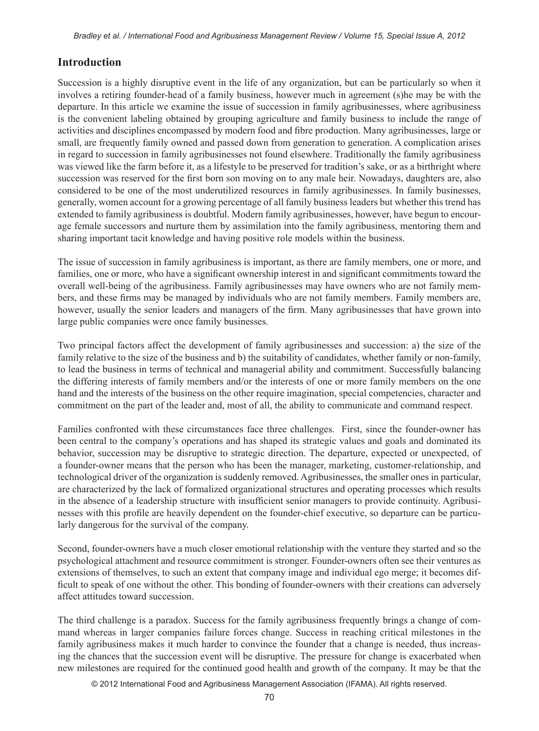## Introduction

Succession is a highly disruptive event in the life of any organization, but can be particularly so when it involves a retiring founder-head of a family business, however much in agreement (s)he may be with the departure. In this article we examine the issue of succession in family agribusinesses, where agribusiness is the convenient labeling obtained by grouping agriculture and family business to include the range of activities and disciplines encompassed by modern food and fibre production. Many agribusinesses, large or small, are frequently family owned and passed down from generation to generation. A complication arises in regard to succession in family agribusinesses not found elsewhere. Traditionally the family agribusiness was viewed like the farm before it, as a lifestyle to be preserved for tradition's sake, or as a birthright where succession was reserved for the first born son moving on to any male heir. Nowadays, daughters are, also considered to be one of the most underutilized resources in family agribusinesses. In family businesses, generally, women account for a growing percentage of all family business leaders but whether this trend has extended to family agribusiness is doubtful. Modern family agribusinesses, however, have begun to encourage female successors and nurture them by assimilation into the family agribusiness, mentoring them and sharing important tacit knowledge and having positive role models within the business.

The issue of succession in family agribusiness is important, as there are family members, one or more, and families, one or more, who have a significant ownership interest in and significant commitments toward the overall well-being of the agribusiness. Family agribusinesses may have owners who are not family members, and these firms may be managed by individuals who are not family members. Family members are, however, usually the senior leaders and managers of the firm. Many agribusinesses that have grown into large public companies were once family businesses.

Two principal factors affect the development of family agribusinesses and succession: a) the size of the family relative to the size of the business and b) the suitability of candidates, whether family or non-family, to lead the business in terms of technical and managerial ability and commitment. Successfully balancing the differing interests of family members and/or the interests of one or more family members on the one hand and the interests of the business on the other require imagination, special competencies, character and commitment on the part of the leader and, most of all, the ability to communicate and command respect.

Families confronted with these circumstances face three challenges. First, since the founder-owner has been central to the company's operations and has shaped its strategic values and goals and dominated its behavior, succession may be disruptive to strategic direction. The departure, expected or unexpected, of a founder-owner means that the person who has been the manager, marketing, customer-relationship, and technological driver of the organization is suddenly removed. Agribusinesses, the smaller ones in particular, are characterized by the lack of formalized organizational structures and operating processes which results in the absence of a leadership structure with insufficient senior managers to provide continuity. Agribusinesses with this profile are heavily dependent on the founder-chief executive, so departure can be particularly dangerous for the survival of the company.

Second, founder-owners have a much closer emotional relationship with the venture they started and so the psychological attachment and resource commitment is stronger. Founder-owners often see their ventures as extensions of themselves, to such an extent that company image and individual ego merge; it becomes difficult to speak of one without the other. This bonding of founder-owners with their creations can adversely affect attitudes toward succession.

The third challenge is a paradox. Success for the family agribusiness frequently brings a change of command whereas in larger companies failure forces change. Success in reaching critical milestones in the family agribusiness makes it much harder to convince the founder that a change is needed, thus increasing the chances that the succession event will be disruptive. The pressure for change is exacerbated when new milestones are required for the continued good health and growth of the company. It may be that the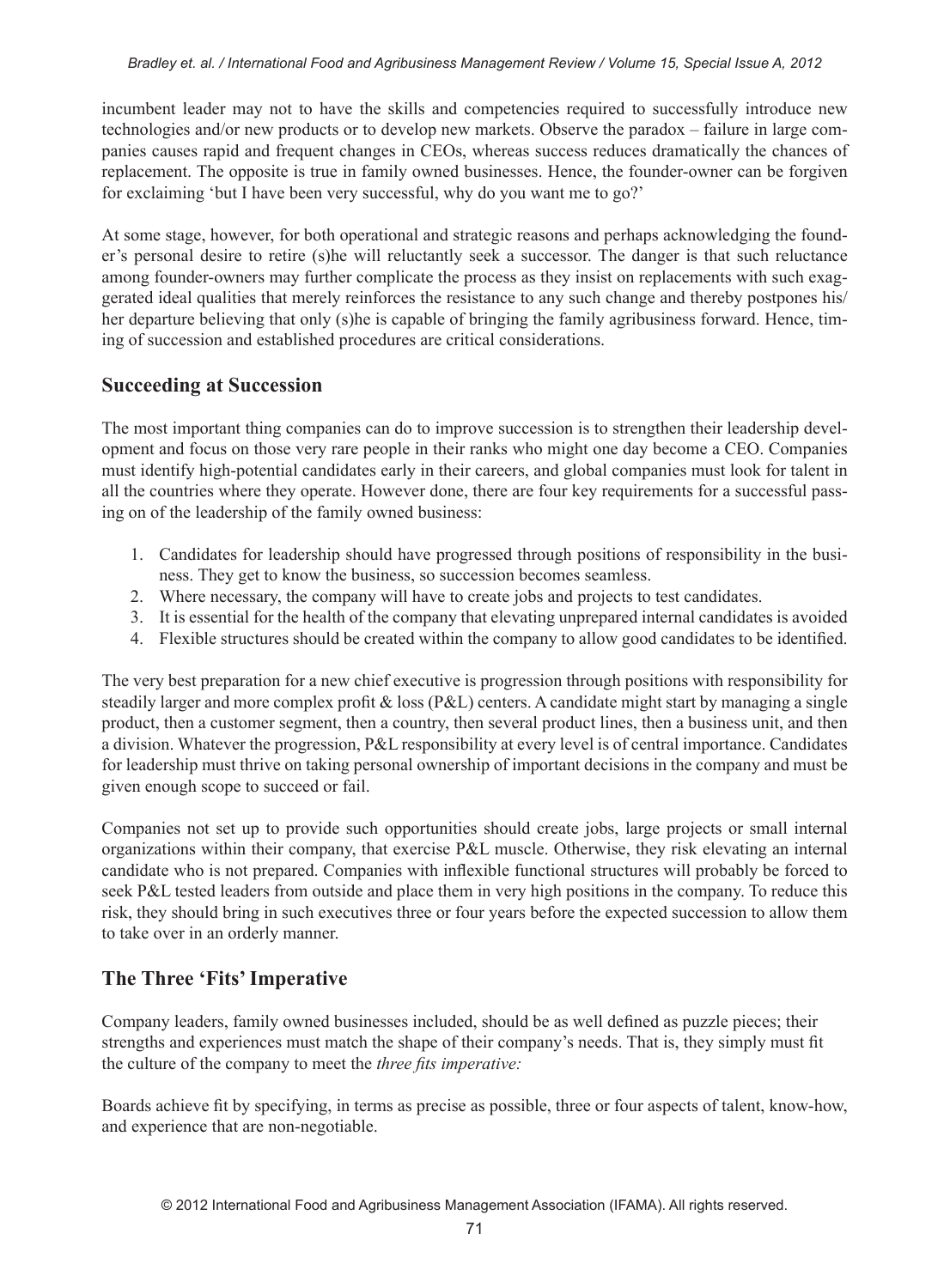incumbent leader may not to have the skills and competencies required to successfully introduce new technologies and/or new products or to develop new markets. Observe the paradox – failure in large companies causes rapid and frequent changes in CEOs, whereas success reduces dramatically the chances of replacement. The opposite is true in family owned businesses. Hence, the founder-owner can be forgiven for exclaiming 'but I have been very successful, why do you want me to go?'

At some stage, however, for both operational and strategic reasons and perhaps acknowledging the founder's personal desire to retire (s)he will reluctantly seek a successor. The danger is that such reluctance among founder-owners may further complicate the process as they insist on replacements with such exaggerated ideal qualities that merely reinforces the resistance to any such change and thereby postpones his/her departure believing that only (s)he is capable of bringing the family agribusiness forward. Hence, timing of succession and established procedures are critical considerations.

## Succeeding at Succession

The most important thing companies can do to improve succession is to strengthen their leadership development and focus on those very rare people in their ranks who might one day become a CEO. Companies must identify high-potential candidates early in their careers, and global companies must look for talent in all the countries where they operate. However done, there are four key requirements for a successful passing on of the leadership of the family owned business:

1. Candidates for leadership should have progressed through positions of responsibility in the business. They get to know the business, so succession becomes seamless.
2. Where necessary, the company will have to create jobs and projects to test candidates.
3. It is essential for the health of the company that elevating unprepared internal candidates is avoided
4. Flexible structures should be created within the company to allow good candidates to be identified.

The very best preparation for a new chief executive is progression through positions with responsibility for steadily larger and more complex profit & loss (P&L) centers. A candidate might start by managing a single product, then a customer segment, then a country, then several product lines, then a business unit, and then a division. Whatever the progression, P&L responsibility at every level is of central importance. Candidates for leadership must thrive on taking personal ownership of important decisions in the company and must be given enough scope to succeed or fail.

Companies not set up to provide such opportunities should create jobs, large projects or small internal organizations within their company, that exercise P&L muscle. Otherwise, they risk elevating an internal candidate who is not prepared. Companies with inflexible functional structures will probably be forced to seek P&L tested leaders from outside and place them in very high positions in the company. To reduce this risk, they should bring in such executives three or four years before the expected succession to allow them to take over in an orderly manner.

## The Three 'Fits' Imperative

Company leaders, family owned businesses included, should be as well defined as puzzle pieces; their strengths and experiences must match the shape of their company's needs. That is, they simply must fit the culture of the company to meet the *three fits imperative:*

Boards achieve fit by specifying, in terms as precise as possible, three or four aspects of talent, know-how, and experience that are non-negotiable.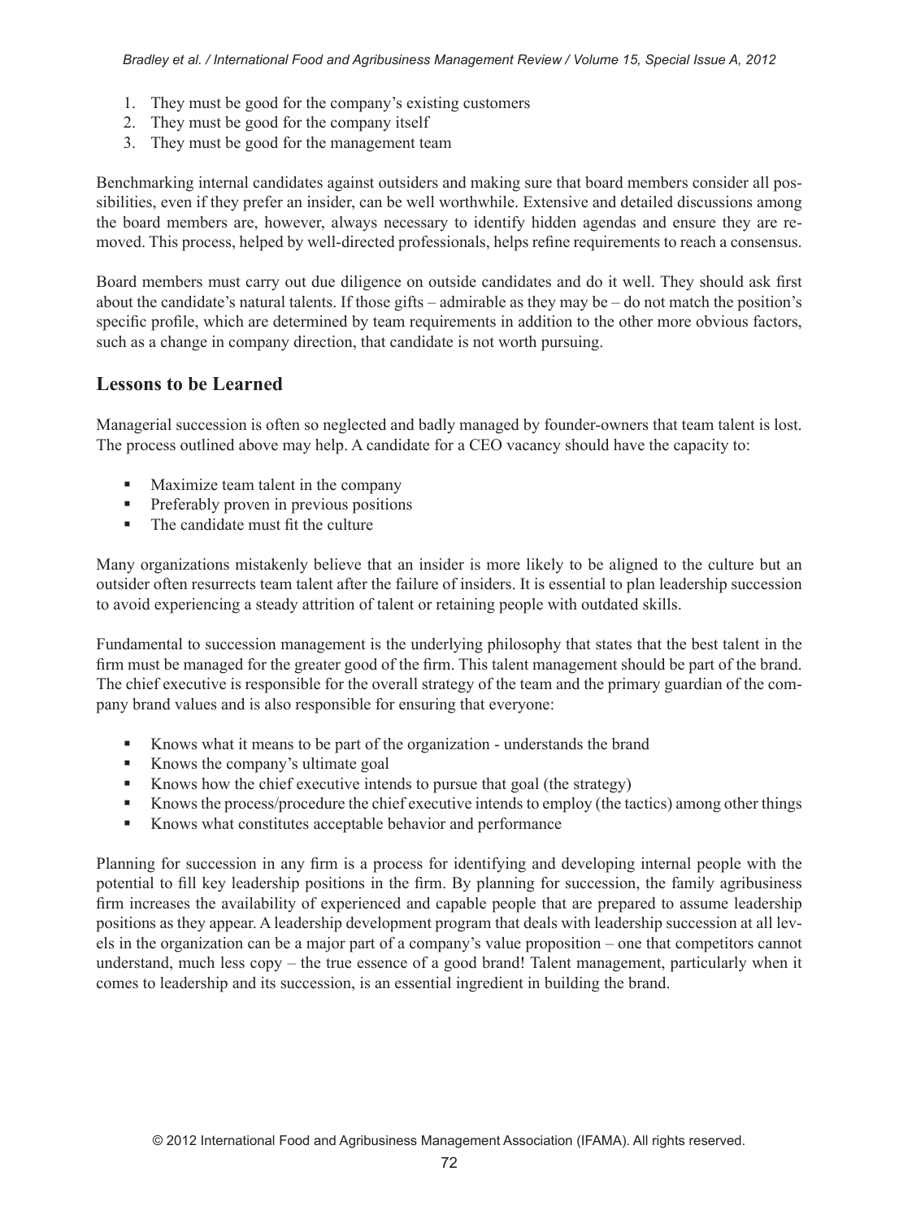1. They must be good for the company's existing customers
2. They must be good for the company itself
3. They must be good for the management team

Benchmarking internal candidates against outsiders and making sure that board members consider all possibilities, even if they prefer an insider, can be well worthwhile. Extensive and detailed discussions among the board members are, however, always necessary to identify hidden agendas and ensure they are removed. This process, helped by well-directed professionals, helps refine requirements to reach a consensus.

Board members must carry out due diligence on outside candidates and do it well. They should ask first about the candidate's natural talents. If those gifts – admirable as they may be – do not match the position's specific profile, which are determined by team requirements in addition to the other more obvious factors, such as a change in company direction, that candidate is not worth pursuing.

## Lessons to be Learned

Managerial succession is often so neglected and badly managed by founder-owners that team talent is lost. The process outlined above may help. A candidate for a CEO vacancy should have the capacity to:

- Maximize team talent in the company
- Preferably proven in previous positions
- The candidate must fit the culture

Many organizations mistakenly believe that an insider is more likely to be aligned to the culture but an outsider often resurrects team talent after the failure of insiders. It is essential to plan leadership succession to avoid experiencing a steady attrition of talent or retaining people with outdated skills.

Fundamental to succession management is the underlying philosophy that states that the best talent in the firm must be managed for the greater good of the firm. This talent management should be part of the brand. The chief executive is responsible for the overall strategy of the team and the primary guardian of the company brand values and is also responsible for ensuring that everyone:

- Knows what it means to be part of the organization - understands the brand
- Knows the company's ultimate goal
- Knows how the chief executive intends to pursue that goal (the strategy)
- Knows the process/procedure the chief executive intends to employ (the tactics) among other things
- Knows what constitutes acceptable behavior and performance

Planning for succession in any firm is a process for identifying and developing internal people with the potential to fill key leadership positions in the firm. By planning for succession, the family agribusiness firm increases the availability of experienced and capable people that are prepared to assume leadership positions as they appear. A leadership development program that deals with leadership succession at all levels in the organization can be a major part of a company's value proposition – one that competitors cannot understand, much less copy – the true essence of a good brand! Talent management, particularly when it comes to leadership and its succession, is an essential ingredient in building the brand.